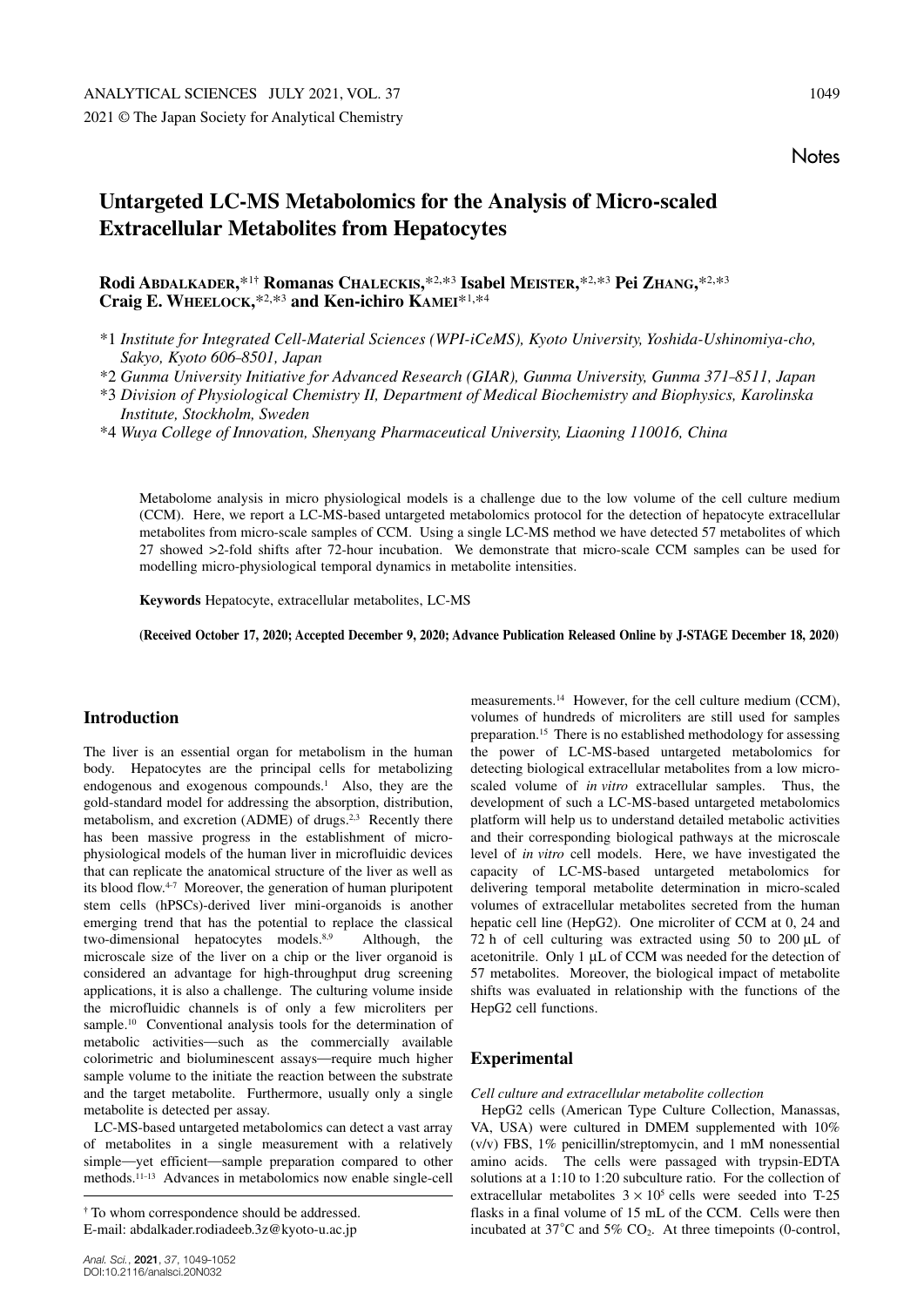Notes

# Untargeted LC-MS Metabolomics for the Analysis of Micro-scaled Extracellular Metabolites from Hepatocytes

**Rodi ABDALKADER,**[*1†] **Romanas CHALECKIS,**[*2,*3] **Isabel MEISTER,**[*2,*3] **Pei ZHANG,**[*2,*3] **Craig E. WHEELOCK,**[*2,*3] **and Ken-ichiro KAMEI**[*1,*4]

[*1] *Institute for Integrated Cell-Material Sciences (WPI-iCeMS), Kyoto University, Yoshida-Ushinomiya-cho, Sakyo, Kyoto 606–8501, Japan*

[*2] *Gunma University Initiative for Advanced Research (GIAR), Gunma University, Gunma 371–8511, Japan*

[*3] *Division of Physiological Chemistry II, Department of Medical Biochemistry and Biophysics, Karolinska Institute, Stockholm, Sweden*

[*4] *Wuya College of Innovation, Shenyang Pharmaceutical University, Liaoning 110016, China*

Metabolome analysis in micro physiological models is a challenge due to the low volume of the cell culture medium (CCM). Here, we report a LC-MS-based untargeted metabolomics protocol for the detection of hepatocyte extracellular metabolites from micro-scale samples of CCM. Using a single LC-MS method we have detected 57 metabolites of which 27 showed >2-fold shifts after 72-hour incubation. We demonstrate that micro-scale CCM samples can be used for modelling micro-physiological temporal dynamics in metabolite intensities.

**Keywords** Hepatocyte, extracellular metabolites, LC-MS

**(Received October 17, 2020; Accepted December 9, 2020; Advance Publication Released Online by J-STAGE December 18, 2020)**

## Introduction

The liver is an essential organ for metabolism in the human body. Hepatocytes are the principal cells for metabolizing endogenous and exogenous compounds.[1] Also, they are the gold-standard model for addressing the absorption, distribution, metabolism, and excretion (ADME) of drugs.[2,3] Recently there has been massive progress in the establishment of micro-physiological models of the human liver in microfluidic devices that can replicate the anatomical structure of the liver as well as its blood flow.[4-7] Moreover, the generation of human pluripotent stem cells (hPSCs)-derived liver mini-organoids is another emerging trend that has the potential to replace the classical two-dimensional hepatocytes models.[8,9] Although, the microscale size of the liver on a chip or the liver organoid is considered an advantage for high-throughput drug screening applications, it is also a challenge. The culturing volume inside the microfluidic channels is of only a few microliters per sample.[10] Conventional analysis tools for the determination of metabolic activities—such as the commercially available colorimetric and bioluminescent assays—require much higher sample volume to the initiate the reaction between the substrate and the target metabolite. Furthermore, usually only a single metabolite is detected per assay.

LC-MS-based untargeted metabolomics can detect a vast array of metabolites in a single measurement with a relatively simple—yet efficient—sample preparation compared to other methods.[11-13] Advances in metabolomics now enable single-cell measurements.[14] However, for the cell culture medium (CCM), volumes of hundreds of microliters are still used for samples preparation.[15] There is no established methodology for assessing the power of LC-MS-based untargeted metabolomics for detecting biological extracellular metabolites from a low micro-scaled volume of *in vitro* extracellular samples. Thus, the development of such a LC-MS-based untargeted metabolomics platform will help us to understand detailed metabolic activities and their corresponding biological pathways at the microscale level of *in vitro* cell models. Here, we have investigated the capacity of LC-MS-based untargeted metabolomics for delivering temporal metabolite determination in micro-scaled volumes of extracellular metabolites secreted from the human hepatic cell line (HepG2). One microliter of CCM at 0, 24 and 72 h of cell culturing was extracted using 50 to 200 µL of acetonitrile. Only 1 µL of CCM was needed for the detection of 57 metabolites. Moreover, the biological impact of metabolite shifts was evaluated in relationship with the functions of the HepG2 cell functions.

## Experimental

*Cell culture and extracellular metabolite collection*

HepG2 cells (American Type Culture Collection, Manassas, VA, USA) were cultured in DMEM supplemented with 10% (v/v) FBS, 1% penicillin/streptomycin, and 1 mM nonessential amino acids. The cells were passaged with trypsin-EDTA solutions at a 1:10 to 1:20 subculture ratio. For the collection of extracellular metabolites $3 \times 10^5$ cells were seeded into T-25 flasks in a final volume of 15 mL of the CCM. Cells were then incubated at 37°C and 5% $CO_2$. At three timepoints (0-control,

† To whom correspondence should be addressed.
E-mail: abdalkader.rodiadeeb.3z@kyoto-u.ac.jp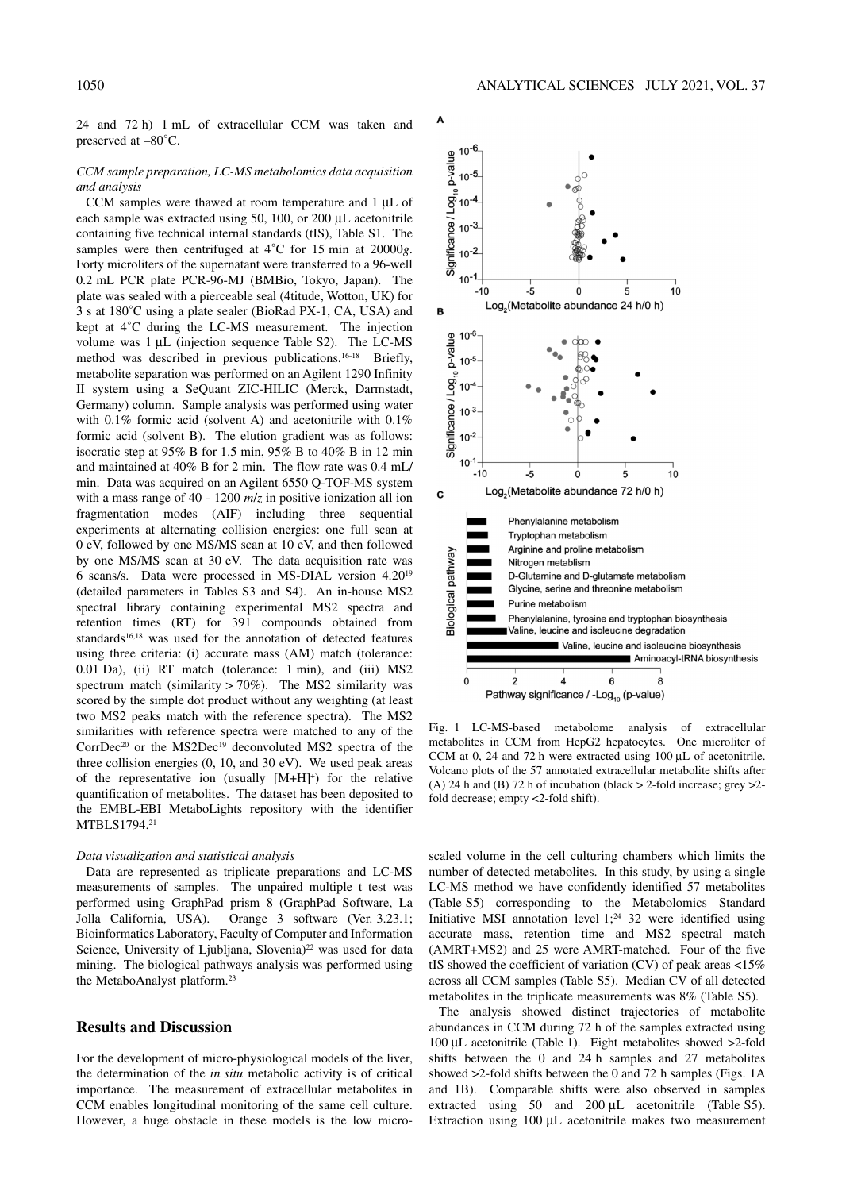24 and 72 h) 1 mL of extracellular CCM was taken and preserved at –80˚C.

### *CCM sample preparation, LC-MS metabolomics data acquisition and analysis*

CCM samples were thawed at room temperature and 1 µL of each sample was extracted using 50, 100, or 200 µL acetonitrile containing five technical internal standards (tIS), Table S1. The samples were then centrifuged at 4˚C for 15 min at 20000*g*. Forty microliters of the supernatant were transferred to a 96-well 0.2 mL PCR plate PCR-96-MJ (BMBio, Tokyo, Japan). The plate was sealed with a pierceable seal (4titude, Wotton, UK) for 3 s at 180˚C using a plate sealer (BioRad PX-1, CA, USA) and kept at 4˚C during the LC-MS measurement. The injection volume was 1 µL (injection sequence Table S2). The LC-MS method was described in previous publications.[16-18] Briefly, metabolite separation was performed on an Agilent 1290 Infinity II system using a SeQuant ZIC-HILIC (Merck, Darmstadt, Germany) column. Sample analysis was performed using water with 0.1% formic acid (solvent A) and acetonitrile with 0.1% formic acid (solvent B). The elution gradient was as follows: isocratic step at 95% B for 1.5 min, 95% B to 40% B in 12 min and maintained at 40% B for 2 min. The flow rate was 0.4 mL/min. Data was acquired on an Agilent 6550 Q-TOF-MS system with a mass range of 40 – 1200 *m/z* in positive ionization all ion fragmentation modes (AIF) including three sequential experiments at alternating collision energies: one full scan at 0 eV, followed by one MS/MS scan at 10 eV, and then followed by one MS/MS scan at 30 eV. The data acquisition rate was 6 scans/s. Data were processed in MS-DIAL version 4.20[19] (detailed parameters in Tables S3 and S4). An in-house MS2 spectral library containing experimental MS2 spectra and retention times (RT) for 391 compounds obtained from standards[16,18] was used for the annotation of detected features using three criteria: (i) accurate mass (AM) match (tolerance: 0.01 Da), (ii) RT match (tolerance: 1 min), and (iii) MS2 spectrum match (similarity > 70%). The MS2 similarity was scored by the simple dot product without any weighting (at least two MS2 peaks match with the reference spectra). The MS2 similarities with reference spectra were matched to any of the CorrDec[20] or the MS2Dec[19] deconvoluted MS2 spectra of the three collision energies (0, 10, and 30 eV). We used peak areas of the representative ion (usually $[M+H]^+$) for the relative quantification of metabolites. The dataset has been deposited to the EMBL-EBI MetaboLights repository with the identifier MTBLS1794.[21]

### *Data visualization and statistical analysis*

Data are represented as triplicate preparations and LC-MS measurements of samples. The unpaired multiple t test was performed using GraphPad prism 8 (GraphPad Software, La Jolla California, USA). Orange 3 software (Ver. 3.23.1; Bioinformatics Laboratory, Faculty of Computer and Information Science, University of Ljubljana, Slovenia)[22] was used for data mining. The biological pathways analysis was performed using the MetaboAnalyst platform.[23]

## Results and Discussion

For the development of micro-physiological models of the liver, the determination of the *in situ* metabolic activity is of critical importance. The measurement of extracellular metabolites in CCM enables longitudinal monitoring of the same cell culture. However, a huge obstacle in these models is the low micro-scaled volume in the cell culturing chambers which limits the number of detected metabolites. In this study, by using a single LC-MS method we have confidently identified 57 metabolites (Table S5) corresponding to the Metabolomics Standard Initiative MSI annotation level 1;[24] 32 were identified using accurate mass, retention time and MS2 spectral match (AMRT+MS2) and 25 were AMRT-matched. Four of the five tIS showed the coefficient of variation (CV) of peak areas <15% across all CCM samples (Table S5). Median CV of all detected metabolites in the triplicate measurements was 8% (Table S5).

The analysis showed distinct trajectories of metabolite abundances in CCM during 72 h of the samples extracted using 100 µL acetonitrile (Table 1). Eight metabolites showed >2-fold shifts between the 0 and 24 h samples and 27 metabolites showed >2-fold shifts between the 0 and 72 h samples (Figs. 1A and 1B). Comparable shifts were also observed in samples extracted using 50 and 200 µL acetonitrile (Table S5). Extraction using 100 µL acetonitrile makes two measurement

Fig. 1 LC-MS-based metabolome analysis of extracellular metabolites in CCM from HepG2 hepatocytes. One microliter of CCM at 0, 24 and 72 h were extracted using 100 µL of acetonitrile. Volcano plots of the 57 annotated extracellular metabolite shifts after (A) 24 h and (B) 72 h of incubation (black > 2-fold increase; grey >2-fold decrease; empty <2-fold shift).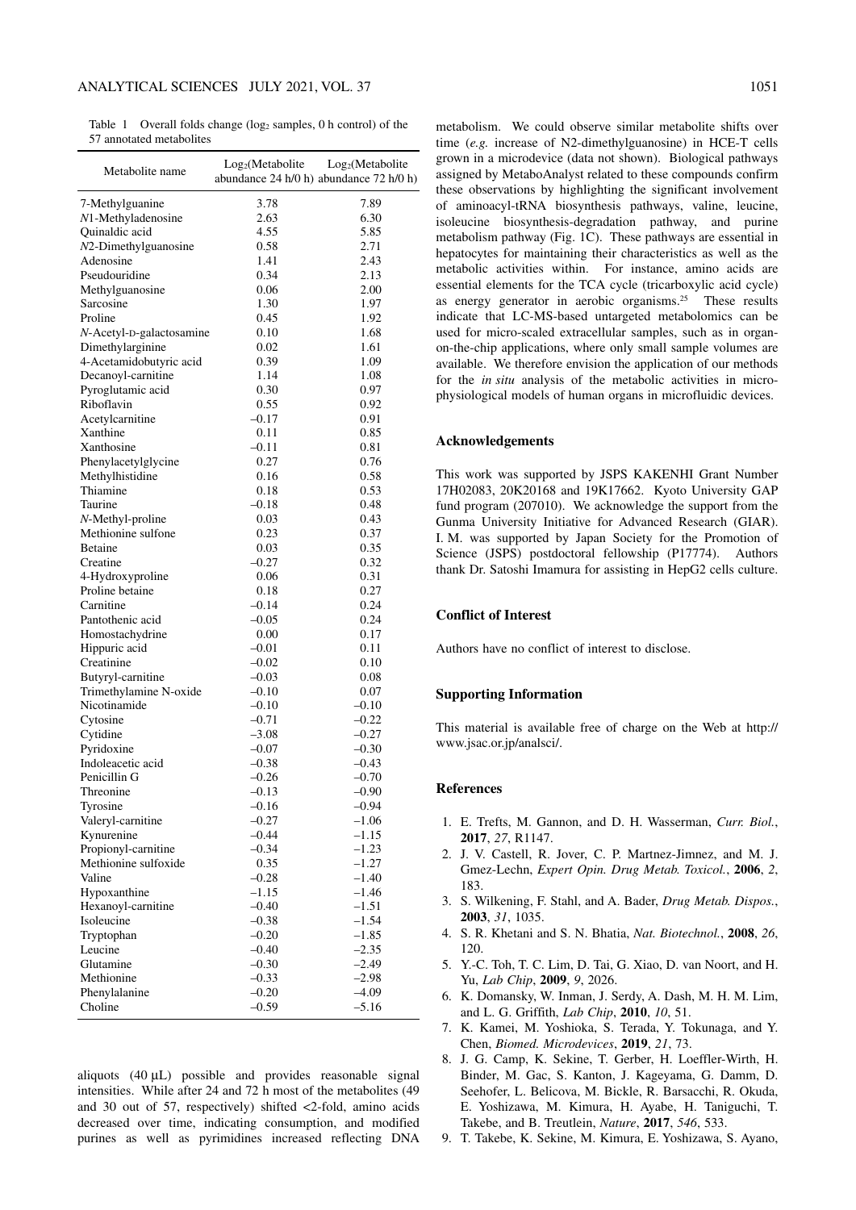Table 1 Overall folds change ($\log_2$ samples, 0 h control) of the 57 annotated metabolites

| Metabolite name | $\log_2$(Metabolite abundance 24 h/0 h) | $\log_2$(Metabolite abundance 72 h/0 h) |
|---|---|---|
| 7-Methylguanine | 3.78 | 7.89 |
| *N*1-Methyladenosine | 2.63 | 6.30 |
| Quinaldic acid | 4.55 | 5.85 |
| *N*2-Dimethylguanosine | 0.58 | 2.71 |
| Adenosine | 1.41 | 2.43 |
| Pseudouridine | 0.34 | 2.13 |
| Methylguanosine | 0.06 | 2.00 |
| Sarcosine | 1.30 | 1.97 |
| Proline | 0.45 | 1.92 |
| *N*-Acetyl-D-galactosamine | 0.10 | 1.68 |
| Dimethylarginine | 0.02 | 1.61 |
| 4-Acetamidobutyric acid | 0.39 | 1.09 |
| Decanoyl-carnitine | 1.14 | 1.08 |
| Pyroglutamic acid | 0.30 | 0.97 |
| Riboflavin | 0.55 | 0.92 |
| Acetylcarnitine | –0.17 | 0.91 |
| Xanthine | 0.11 | 0.85 |
| Xanthosine | –0.11 | 0.81 |
| Phenylacetylglycine | 0.27 | 0.76 |
| Methylhistidine | 0.16 | 0.58 |
| Thiamine | 0.18 | 0.53 |
| Taurine | –0.18 | 0.48 |
| *N*-Methyl-proline | 0.03 | 0.43 |
| Methionine sulfone | 0.23 | 0.37 |
| Betaine | 0.03 | 0.35 |
| Creatine | –0.27 | 0.32 |
| 4-Hydroxyproline | 0.06 | 0.31 |
| Proline betaine | 0.18 | 0.27 |
| Carnitine | –0.14 | 0.24 |
| Pantothenic acid | –0.05 | 0.24 |
| Homostachydrine | 0.00 | 0.17 |
| Hippuric acid | –0.01 | 0.11 |
| Creatinine | –0.02 | 0.10 |
| Butyryl-carnitine | –0.03 | 0.08 |
| Trimethylamine N-oxide | –0.10 | 0.07 |
| Nicotinamide | –0.10 | –0.10 |
| Cytosine | –0.71 | –0.22 |
| Cytidine | –3.08 | –0.27 |
| Pyridoxine | –0.07 | –0.30 |
| Indoleacetic acid | –0.38 | –0.43 |
| Penicillin G | –0.26 | –0.70 |
| Threonine | –0.13 | –0.90 |
| Tyrosine | –0.16 | –0.94 |
| Valeryl-carnitine | –0.27 | –1.06 |
| Kynurenine | –0.44 | –1.15 |
| Propionyl-carnitine | –0.34 | –1.23 |
| Methionine sulfoxide | 0.35 | –1.27 |
| Valine | –0.28 | –1.40 |
| Hypoxanthine | –1.15 | –1.46 |
| Hexanoyl-carnitine | –0.40 | –1.51 |
| Isoleucine | –0.38 | –1.54 |
| Tryptophan | –0.20 | –1.85 |
| Leucine | –0.40 | –2.35 |
| Glutamine | –0.30 | –2.49 |
| Methionine | –0.33 | –2.98 |
| Phenylalanine | –0.20 | –4.09 |
| Choline | –0.59 | –5.16 |

aliquots (40 μL) possible and provides reasonable signal intensities. While after 24 and 72 h most of the metabolites (49 and 30 out of 57, respectively) shifted <2-fold, amino acids decreased over time, indicating consumption, and modified purines as well as pyrimidines increased reflecting DNA metabolism. We could observe similar metabolite shifts over time (*e.g.* increase of N2-dimethylguanosine) in HCE-T cells grown in a microdevice (data not shown). Biological pathways assigned by MetaboAnalyst related to these compounds confirm these observations by highlighting the significant involvement of aminoacyl-tRNA biosynthesis pathways, valine, leucine, isoleucine biosynthesis-degradation pathway, and purine metabolism pathway (Fig. 1C). These pathways are essential in hepatocytes for maintaining their characteristics as well as the metabolic activities within. For instance, amino acids are essential elements for the TCA cycle (tricarboxylic acid cycle) as energy generator in aerobic organisms.[25] These results indicate that LC-MS-based untargeted metabolomics can be used for micro-scaled extracellular samples, such as in organ-on-the-chip applications, where only small sample volumes are available. We therefore envision the application of our methods for the *in situ* analysis of the metabolic activities in micro-physiological models of human organs in microfluidic devices.

## Acknowledgements

This work was supported by JSPS KAKENHI Grant Number 17H02083, 20K20168 and 19K17662. Kyoto University GAP fund program (207010). We acknowledge the support from the Gunma University Initiative for Advanced Research (GIAR). I. M. was supported by Japan Society for the Promotion of Science (JSPS) postdoctoral fellowship (P17774). Authors thank Dr. Satoshi Imamura for assisting in HepG2 cells culture.

## Conflict of Interest

Authors have no conflict of interest to disclose.

## Supporting Information

This material is available free of charge on the Web at http://www.jsac.or.jp/analsci/.

## References

1. E. Trefts, M. Gannon, and D. H. Wasserman, *Curr. Biol.*, **2017**, *27*, R1147.
2. J. V. Castell, R. Jover, C. P. Martnez-Jimnez, and M. J. Gmez-Lechn, *Expert Opin. Drug Metab. Toxicol.*, **2006**, *2*, 183.
3. S. Wilkening, F. Stahl, and A. Bader, *Drug Metab. Dispos.*, **2003**, *31*, 1035.
4. S. R. Khetani and S. N. Bhatia, *Nat. Biotechnol.*, **2008**, *26*, 120.
5. Y.-C. Toh, T. C. Lim, D. Tai, G. Xiao, D. van Noort, and H. Yu, *Lab Chip*, **2009**, *9*, 2026.
6. K. Domansky, W. Inman, J. Serdy, A. Dash, M. H. M. Lim, and L. G. Griffith, *Lab Chip*, **2010**, *10*, 51.
7. K. Kamei, M. Yoshioka, S. Terada, Y. Tokunaga, and Y. Chen, *Biomed. Microdevices*, **2019**, *21*, 73.
8. J. G. Camp, K. Sekine, T. Gerber, H. Loeffler-Wirth, H. Binder, M. Gac, S. Kanton, J. Kageyama, G. Damm, D. Seehofer, L. Belicova, M. Bickle, R. Barsacchi, R. Okuda, E. Yoshizawa, M. Kimura, H. Ayabe, H. Taniguchi, T. Takebe, and B. Treutlein, *Nature*, **2017**, *546*, 533.
9. T. Takebe, K. Sekine, M. Kimura, E. Yoshizawa, S. Ayano,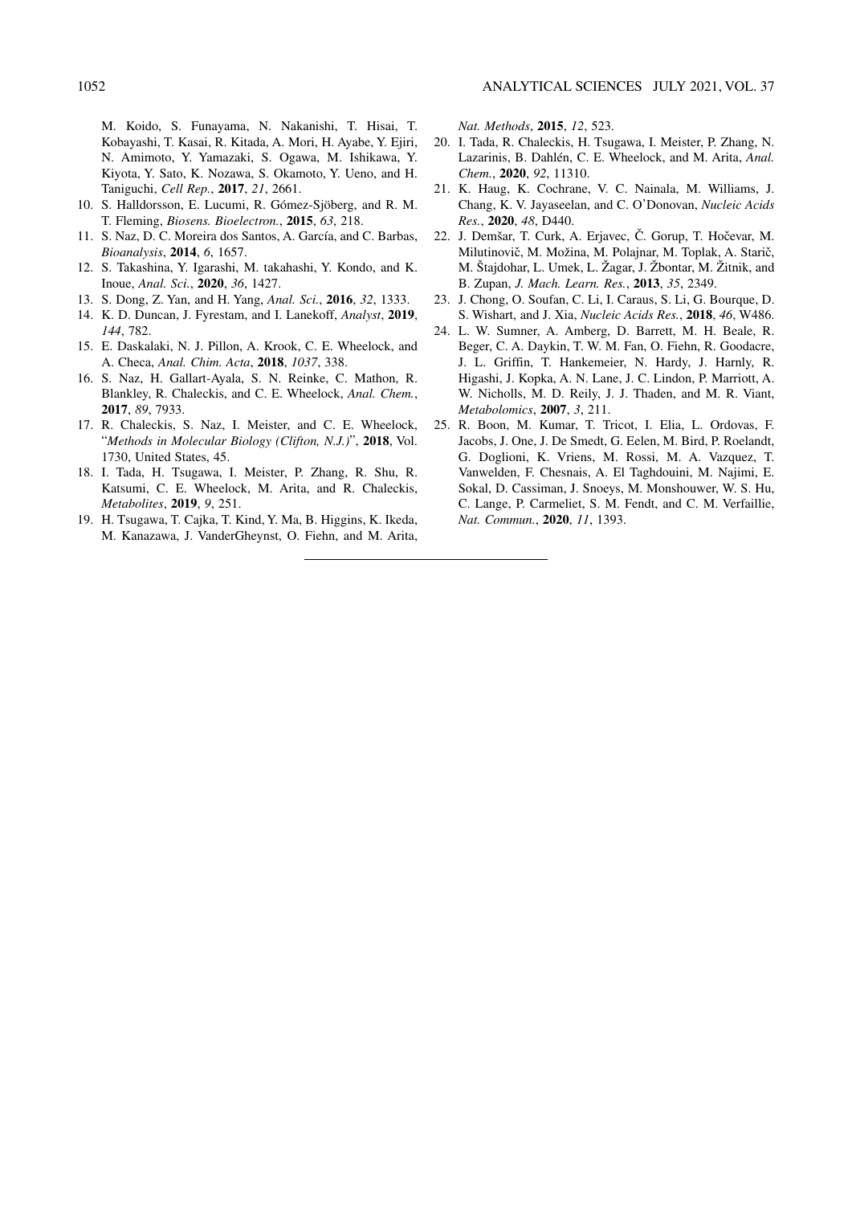M. Koido, S. Funayama, N. Nakanishi, T. Hisai, T. Kobayashi, T. Kasai, R. Kitada, A. Mori, H. Ayabe, Y. Ejiri, N. Amimoto, Y. Yamazaki, S. Ogawa, M. Ishikawa, Y. Kiyota, Y. Sato, K. Nozawa, S. Okamoto, Y. Ueno, and H. Taniguchi, *Cell Rep.*, **2017**, *21*, 2661.

10. S. Halldorsson, E. Lucumi, R. Gómez-Sjöberg, and R. M. T. Fleming, *Biosens. Bioelectron.*, **2015**, *63*, 218.
11. S. Naz, D. C. Moreira dos Santos, A. García, and C. Barbas, *Bioanalysis*, **2014**, *6*, 1657.
12. S. Takashina, Y. Igarashi, M. takahashi, Y. Kondo, and K. Inoue, *Anal. Sci.*, **2020**, *36*, 1427.
13. S. Dong, Z. Yan, and H. Yang, *Anal. Sci.*, **2016**, *32*, 1333.
14. K. D. Duncan, J. Fyrestam, and I. Lanekoff, *Analyst*, **2019**, *144*, 782.
15. E. Daskalaki, N. J. Pillon, A. Krook, C. E. Wheelock, and A. Checa, *Anal. Chim. Acta*, **2018**, *1037*, 338.
16. S. Naz, H. Gallart-Ayala, S. N. Reinke, C. Mathon, R. Blankley, R. Chaleckis, and C. E. Wheelock, *Anal. Chem.*, **2017**, *89*, 7933.
17. R. Chaleckis, S. Naz, I. Meister, and C. E. Wheelock, "*Methods in Molecular Biology (Clifton, N.J.)*", **2018**, Vol. 1730, United States, 45.
18. I. Tada, H. Tsugawa, I. Meister, P. Zhang, R. Shu, R. Katsumi, C. E. Wheelock, M. Arita, and R. Chaleckis, *Metabolites*, **2019**, *9*, 251.
19. H. Tsugawa, T. Cajka, T. Kind, Y. Ma, B. Higgins, K. Ikeda, M. Kanazawa, J. VanderGheynst, O. Fiehn, and M. Arita, *Nat. Methods*, **2015**, *12*, 523.
20. I. Tada, R. Chaleckis, H. Tsugawa, I. Meister, P. Zhang, N. Lazarinis, B. Dahlén, C. E. Wheelock, and M. Arita, *Anal. Chem.*, **2020**, *92*, 11310.
21. K. Haug, K. Cochrane, V. C. Nainala, M. Williams, J. Chang, K. V. Jayaseelan, and C. O'Donovan, *Nucleic Acids Res.*, **2020**, *48*, D440.
22. J. Demšar, T. Curk, A. Erjavec, Č. Gorup, T. Hočevar, M. Milutinovič, M. Možina, M. Polajnar, M. Toplak, A. Starič, M. Štajdohar, L. Umek, L. Žagar, J. Žbontar, M. Žitnik, and B. Zupan, *J. Mach. Learn. Res.*, **2013**, *35*, 2349.
23. J. Chong, O. Soufan, C. Li, I. Caraus, S. Li, G. Bourque, D. S. Wishart, and J. Xia, *Nucleic Acids Res.*, **2018**, *46*, W486.
24. L. W. Sumner, A. Amberg, D. Barrett, M. H. Beale, R. Beger, C. A. Daykin, T. W. M. Fan, O. Fiehn, R. Goodacre, J. L. Griffin, T. Hankemeier, N. Hardy, J. Harnly, R. Higashi, J. Kopka, A. N. Lane, J. C. Lindon, P. Marriott, A. W. Nicholls, M. D. Reily, J. J. Thaden, and M. R. Viant, *Metabolomics*, **2007**, *3*, 211.
25. R. Boon, M. Kumar, T. Tricot, I. Elia, L. Ordovas, F. Jacobs, J. One, J. De Smedt, G. Eelen, M. Bird, P. Roelandt, G. Doglioni, K. Vriens, M. Rossi, M. A. Vazquez, T. Vanwelden, F. Chesnais, A. El Taghdouini, M. Najimi, E. Sokal, D. Cassiman, J. Snoeys, M. Monshouwer, W. S. Hu, C. Lange, P. Carmeliet, S. M. Fendt, and C. M. Verfaillie, *Nat. Commun.*, **2020**, *11*, 1393.